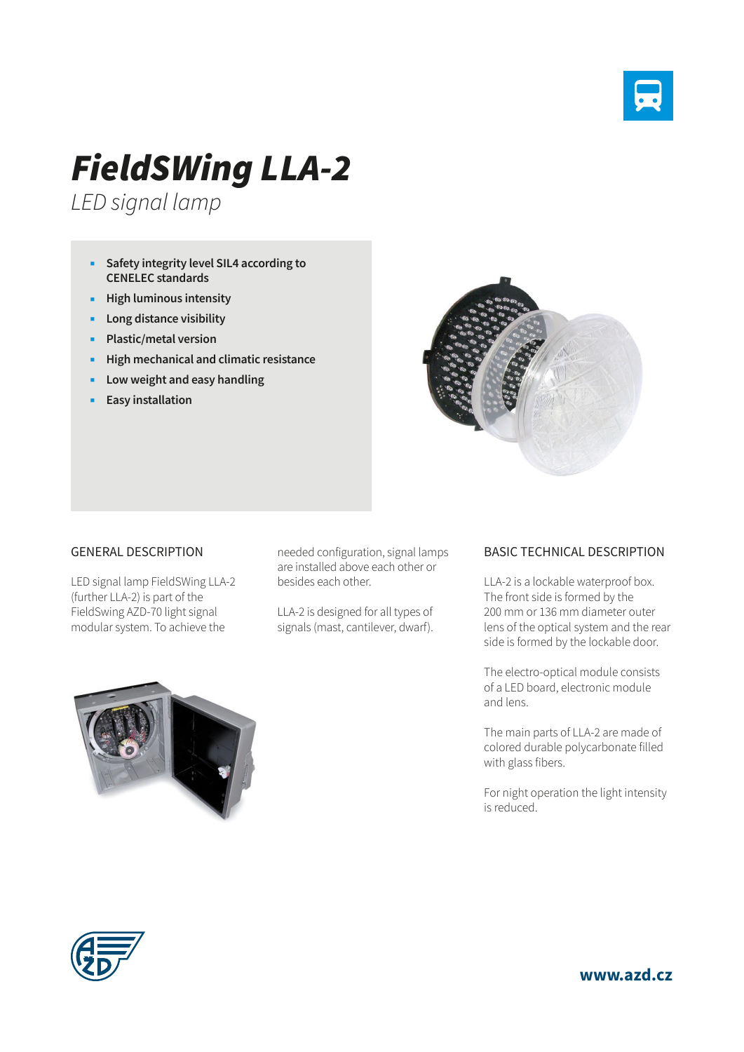# *FieldSWing LLA-2*

*LED signal lamp*

- **Safety integrity level SIL4 according to CENELEC standards**
- **High luminous intensity**
- **Long distance visibility**
- **Plastic/metal version**
- **High mechanical and climatic resistance**
- **Low weight and easy handling**
- **Easy installation**

## GENERAL DESCRIPTION

LED signal lamp FieldSWing LLA-2 (further LLA-2) is part of the FieldSwing AZD-70 light signal modular system. To achieve the needed configuration, signal lamps are installed above each other or besides each other.

LLA-2 is designed for all types of signals (mast, cantilever, dwarf).

## BASIC TECHNICAL DESCRIPTION

LLA-2 is a lockable waterproof box. The front side is formed by the 200 mm or 136 mm diameter outer lens of the optical system and the rear side is formed by the lockable door.

The electro-optical module consists of a LED board, electronic module and lens.

The main parts of LLA-2 are made of colored durable polycarbonate filled with glass fibers.

For night operation the light intensity is reduced.

**www.azd.cz**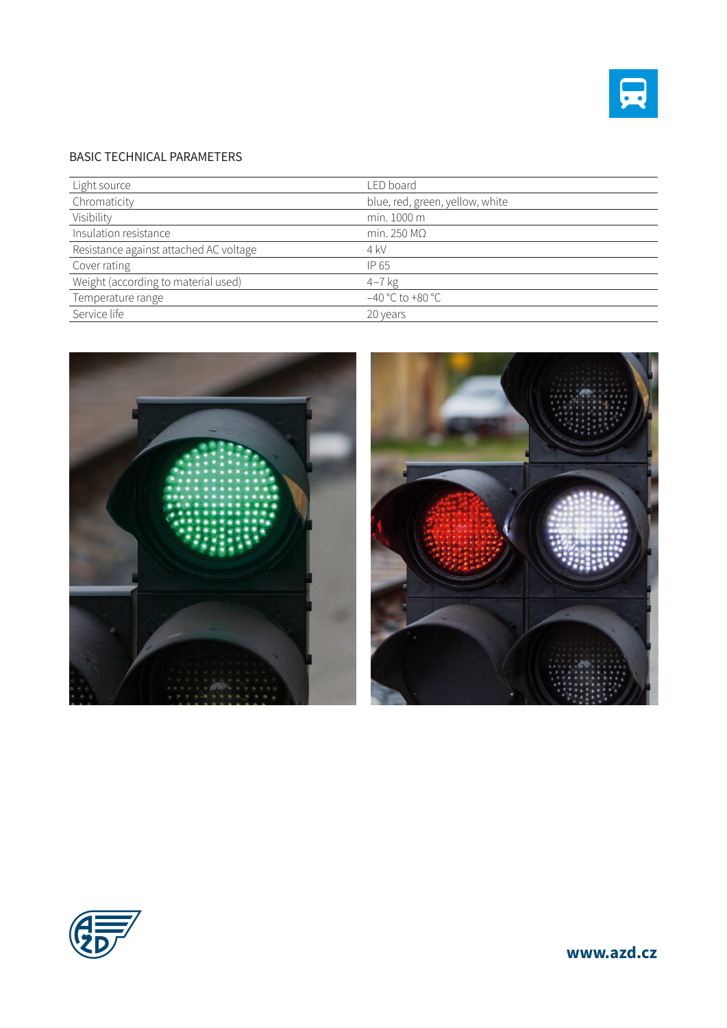## BASIC TECHNICAL PARAMETERS

| | |
|---|---|
| Light source | LED board |
| Chromaticity | blue, red, green, yellow, white |
| Visibility | min. 1000 m |
| Insulation resistance | min. 250 MΩ |
| Resistance against attached AC voltage | 4 kV |
| Cover rating | IP 65 |
| Weight (according to material used) | 4–7 kg |
| Temperature range | –40 °C to +80 °C |
| Service life | 20 years |

www.azd.cz